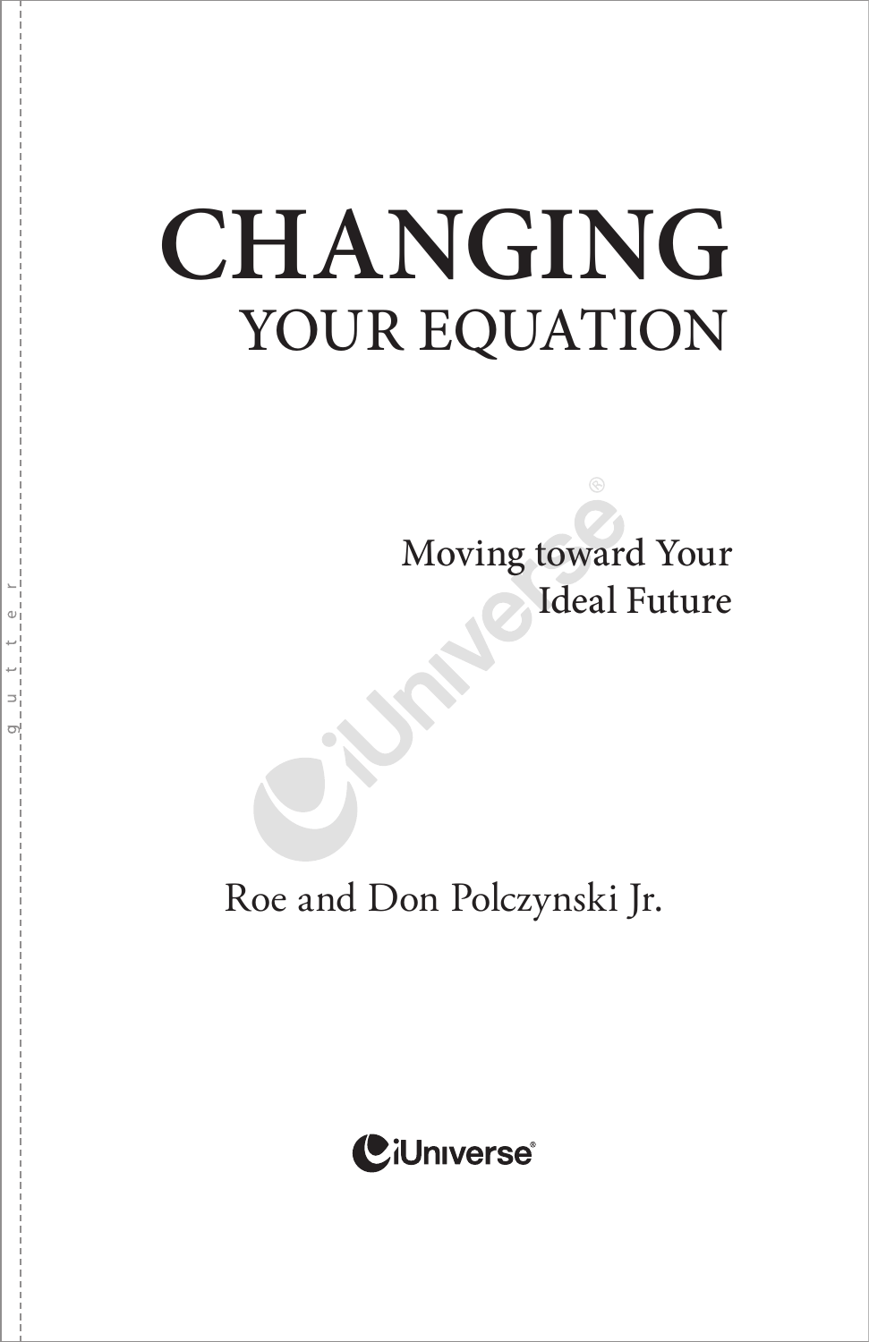# CHANGING
## YOUR EQUATION

Moving toward Your Ideal Future

Roe and Don Polczynski Jr.

iUniverse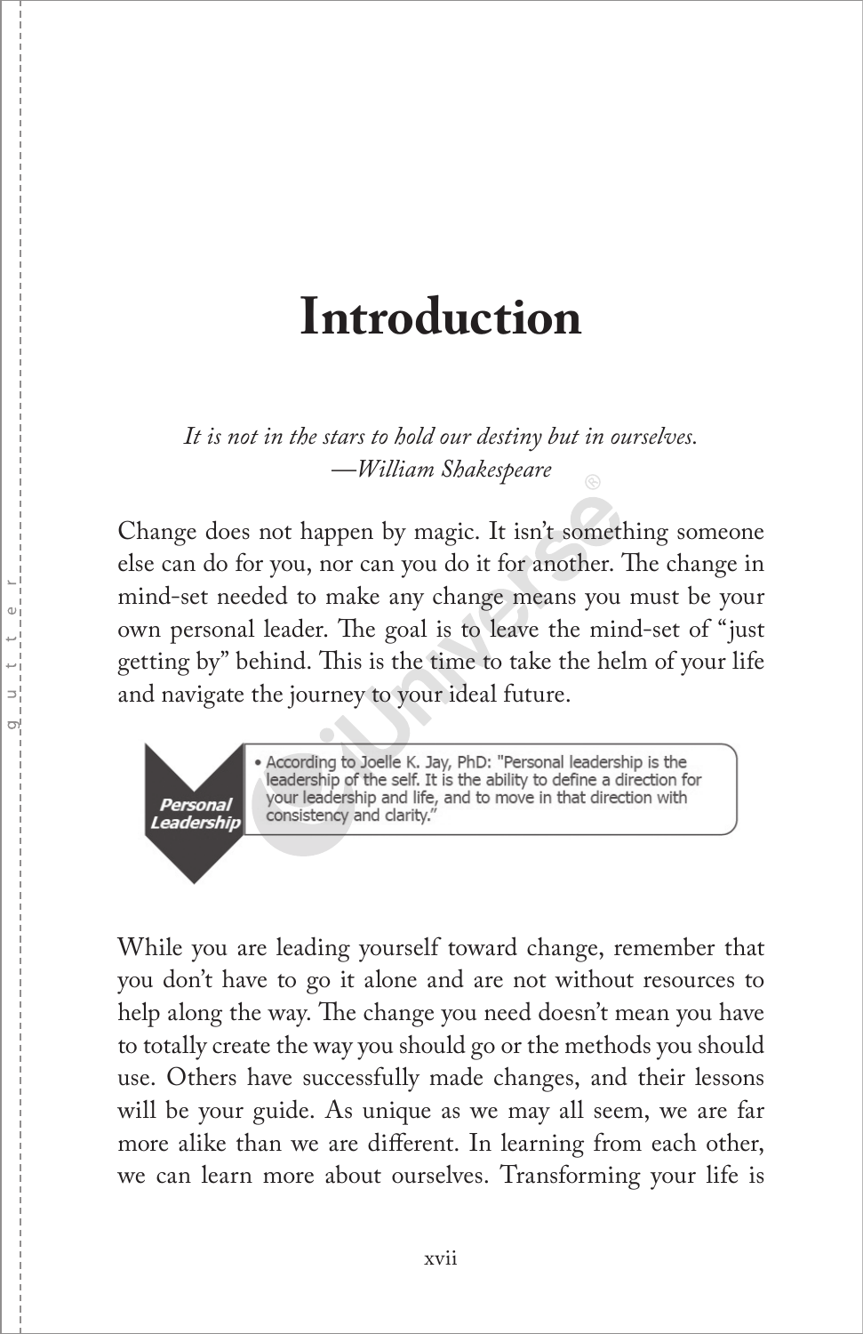# Introduction

*It is not in the stars to hold our destiny but in ourselves.*
*—William Shakespeare*

Change does not happen by magic. It isn't something someone else can do for you, nor can you do it for another. The change in mind-set needed to make any change means you must be your own personal leader. The goal is to leave the mind-set of "just getting by" behind. This is the time to take the helm of your life and navigate the journey to your ideal future.

**Personal Leadership**

- According to Joelle K. Jay, PhD: "Personal leadership is the leadership of the self. It is the ability to define a direction for your leadership and life, and to move in that direction with consistency and clarity."

While you are leading yourself toward change, remember that you don't have to go it alone and are not without resources to help along the way. The change you need doesn't mean you have to totally create the way you should go or the methods you should use. Others have successfully made changes, and their lessons will be your guide. As unique as we may all seem, we are far more alike than we are different. In learning from each other, we can learn more about ourselves. Transforming your life is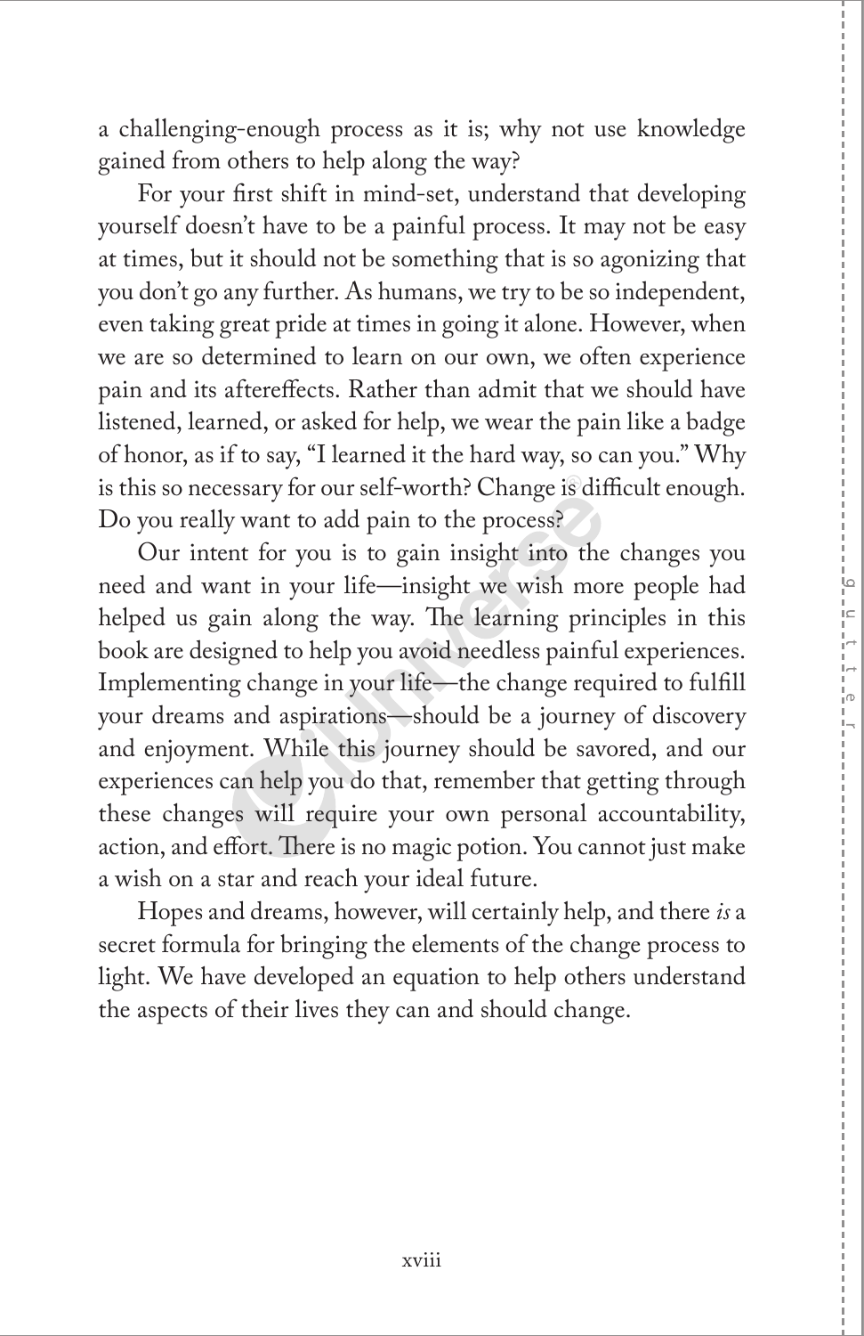a challenging-enough process as it is; why not use knowledge gained from others to help along the way?

For your first shift in mind-set, understand that developing yourself doesn't have to be a painful process. It may not be easy at times, but it should not be something that is so agonizing that you don't go any further. As humans, we try to be so independent, even taking great pride at times in going it alone. However, when we are so determined to learn on our own, we often experience pain and its aftereffects. Rather than admit that we should have listened, learned, or asked for help, we wear the pain like a badge of honor, as if to say, "I learned it the hard way, so can you." Why is this so necessary for our self-worth? Change is difficult enough. Do you really want to add pain to the process?

Our intent for you is to gain insight into the changes you need and want in your life—insight we wish more people had helped us gain along the way. The learning principles in this book are designed to help you avoid needless painful experiences. Implementing change in your life—the change required to fulfill your dreams and aspirations—should be a journey of discovery and enjoyment. While this journey should be savored, and our experiences can help you do that, remember that getting through these changes will require your own personal accountability, action, and effort. There is no magic potion. You cannot just make a wish on a star and reach your ideal future.

Hopes and dreams, however, will certainly help, and there *is* a secret formula for bringing the elements of the change process to light. We have developed an equation to help others understand the aspects of their lives they can and should change.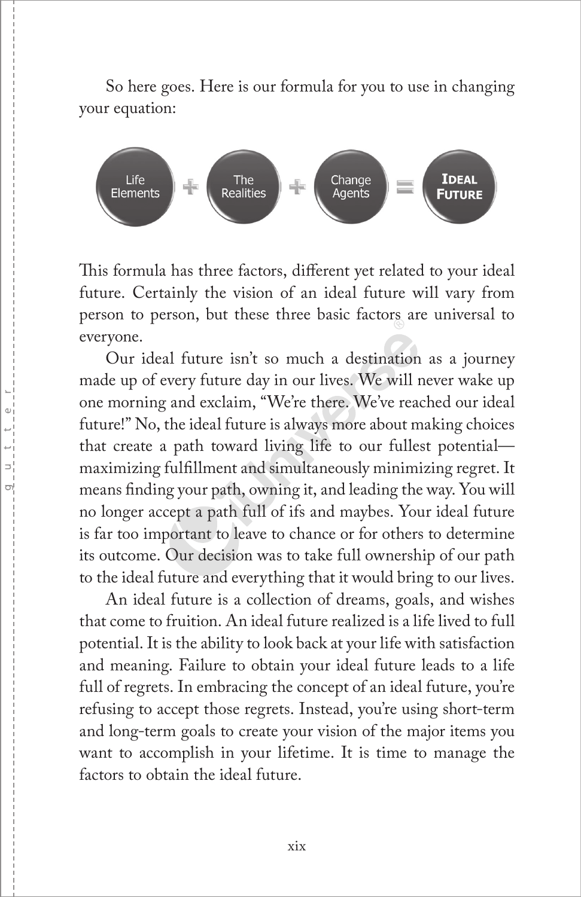So here goes. Here is our formula for you to use in changing your equation:

Life Elements + The Realities + Change Agents = **IDEAL FUTURE**

This formula has three factors, different yet related to your ideal future. Certainly the vision of an ideal future will vary from person to person, but these three basic factors are universal to everyone.

Our ideal future isn't so much a destination as a journey made up of every future day in our lives. We will never wake up one morning and exclaim, "We're there. We've reached our ideal future!" No, the ideal future is always more about making choices that create a path toward living life to our fullest potential—maximizing fulfillment and simultaneously minimizing regret. It means finding your path, owning it, and leading the way. You will no longer accept a path full of ifs and maybes. Your ideal future is far too important to leave to chance or for others to determine its outcome. Our decision was to take full ownership of our path to the ideal future and everything that it would bring to our lives.

An ideal future is a collection of dreams, goals, and wishes that come to fruition. An ideal future realized is a life lived to full potential. It is the ability to look back at your life with satisfaction and meaning. Failure to obtain your ideal future leads to a life full of regrets. In embracing the concept of an ideal future, you're refusing to accept those regrets. Instead, you're using short-term and long-term goals to create your vision of the major items you want to accomplish in your lifetime. It is time to manage the factors to obtain the ideal future.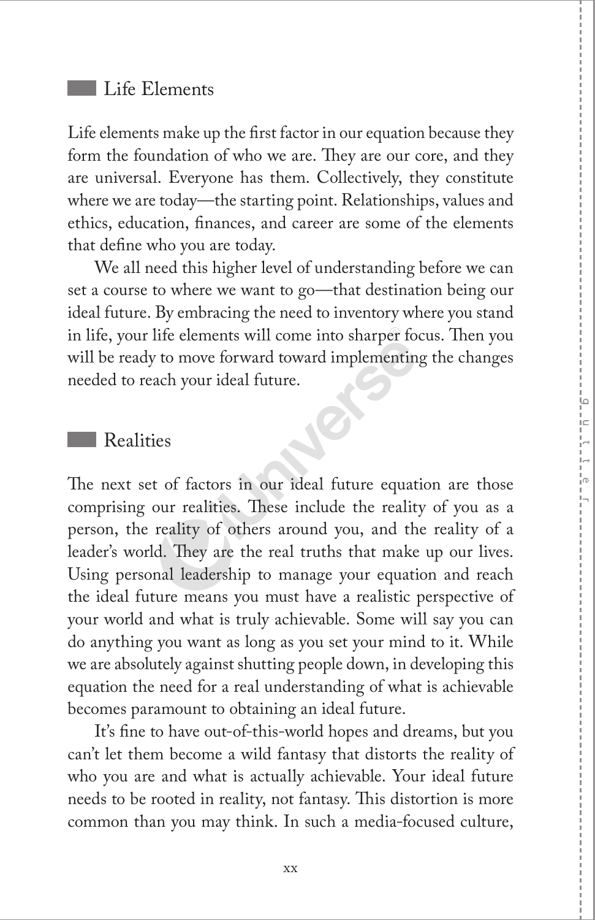## Life Elements

Life elements make up the first factor in our equation because they form the foundation of who we are. They are our core, and they are universal. Everyone has them. Collectively, they constitute where we are today—the starting point. Relationships, values and ethics, education, finances, and career are some of the elements that define who you are today.

We all need this higher level of understanding before we can set a course to where we want to go—that destination being our ideal future. By embracing the need to inventory where you stand in life, your life elements will come into sharper focus. Then you will be ready to move forward toward implementing the changes needed to reach your ideal future.

## Realities

The next set of factors in our ideal future equation are those comprising our realities. These include the reality of you as a person, the reality of others around you, and the reality of a leader's world. They are the real truths that make up our lives. Using personal leadership to manage your equation and reach the ideal future means you must have a realistic perspective of your world and what is truly achievable. Some will say you can do anything you want as long as you set your mind to it. While we are absolutely against shutting people down, in developing this equation the need for a real understanding of what is achievable becomes paramount to obtaining an ideal future.

It's fine to have out-of-this-world hopes and dreams, but you can't let them become a wild fantasy that distorts the reality of who you are and what is actually achievable. Your ideal future needs to be rooted in reality, not fantasy. This distortion is more common than you may think. In such a media-focused culture,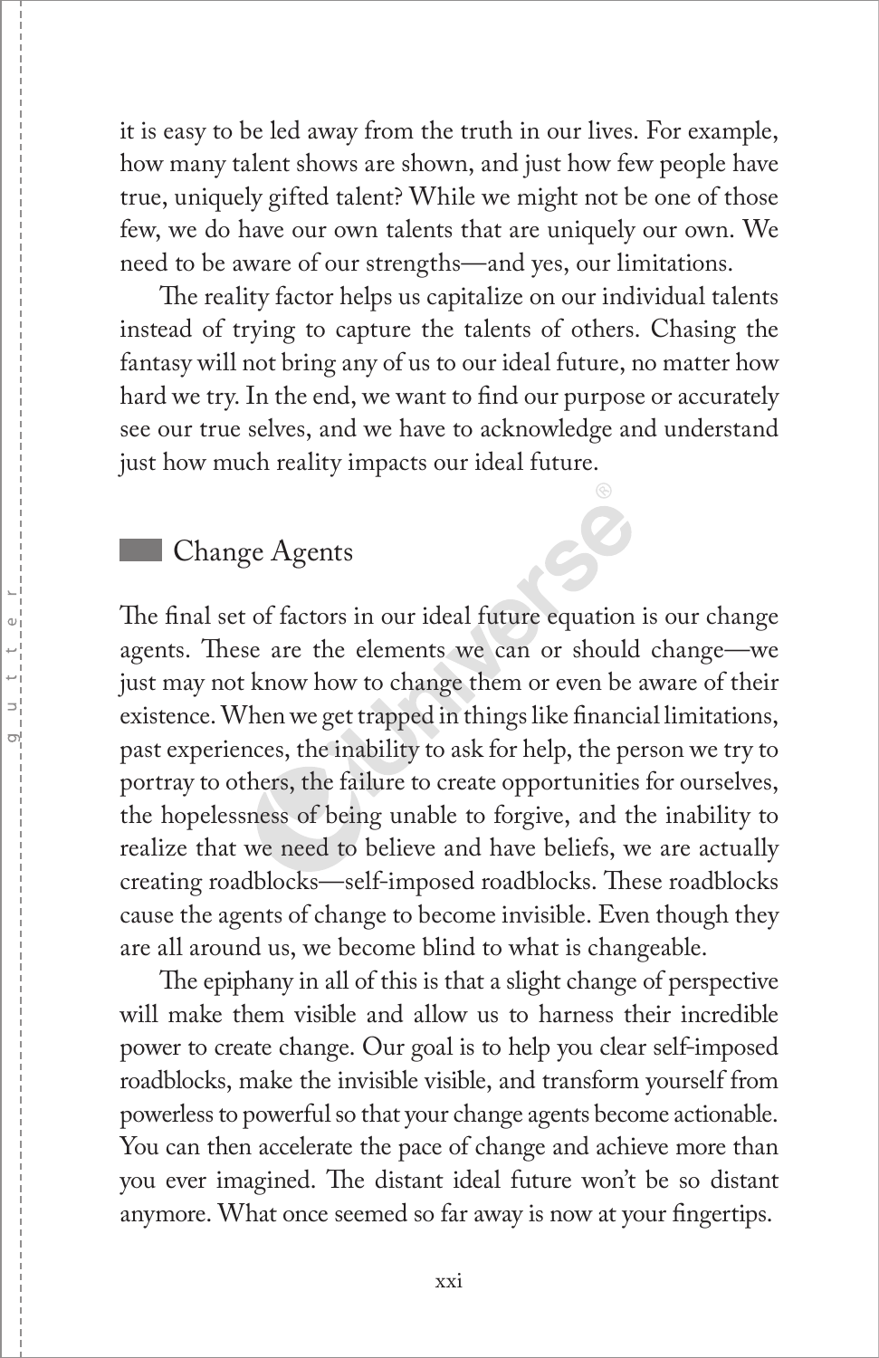it is easy to be led away from the truth in our lives. For example, how many talent shows are shown, and just how few people have true, uniquely gifted talent? While we might not be one of those few, we do have our own talents that are uniquely our own. We need to be aware of our strengths—and yes, our limitations.

The reality factor helps us capitalize on our individual talents instead of trying to capture the talents of others. Chasing the fantasy will not bring any of us to our ideal future, no matter how hard we try. In the end, we want to find our purpose or accurately see our true selves, and we have to acknowledge and understand just how much reality impacts our ideal future.

## Change Agents

The final set of factors in our ideal future equation is our change agents. These are the elements we can or should change—we just may not know how to change them or even be aware of their existence. When we get trapped in things like financial limitations, past experiences, the inability to ask for help, the person we try to portray to others, the failure to create opportunities for ourselves, the hopelessness of being unable to forgive, and the inability to realize that we need to believe and have beliefs, we are actually creating roadblocks—self-imposed roadblocks. These roadblocks cause the agents of change to become invisible. Even though they are all around us, we become blind to what is changeable.

The epiphany in all of this is that a slight change of perspective will make them visible and allow us to harness their incredible power to create change. Our goal is to help you clear self-imposed roadblocks, make the invisible visible, and transform yourself from powerless to powerful so that your change agents become actionable. You can then accelerate the pace of change and achieve more than you ever imagined. The distant ideal future won't be so distant anymore. What once seemed so far away is now at your fingertips.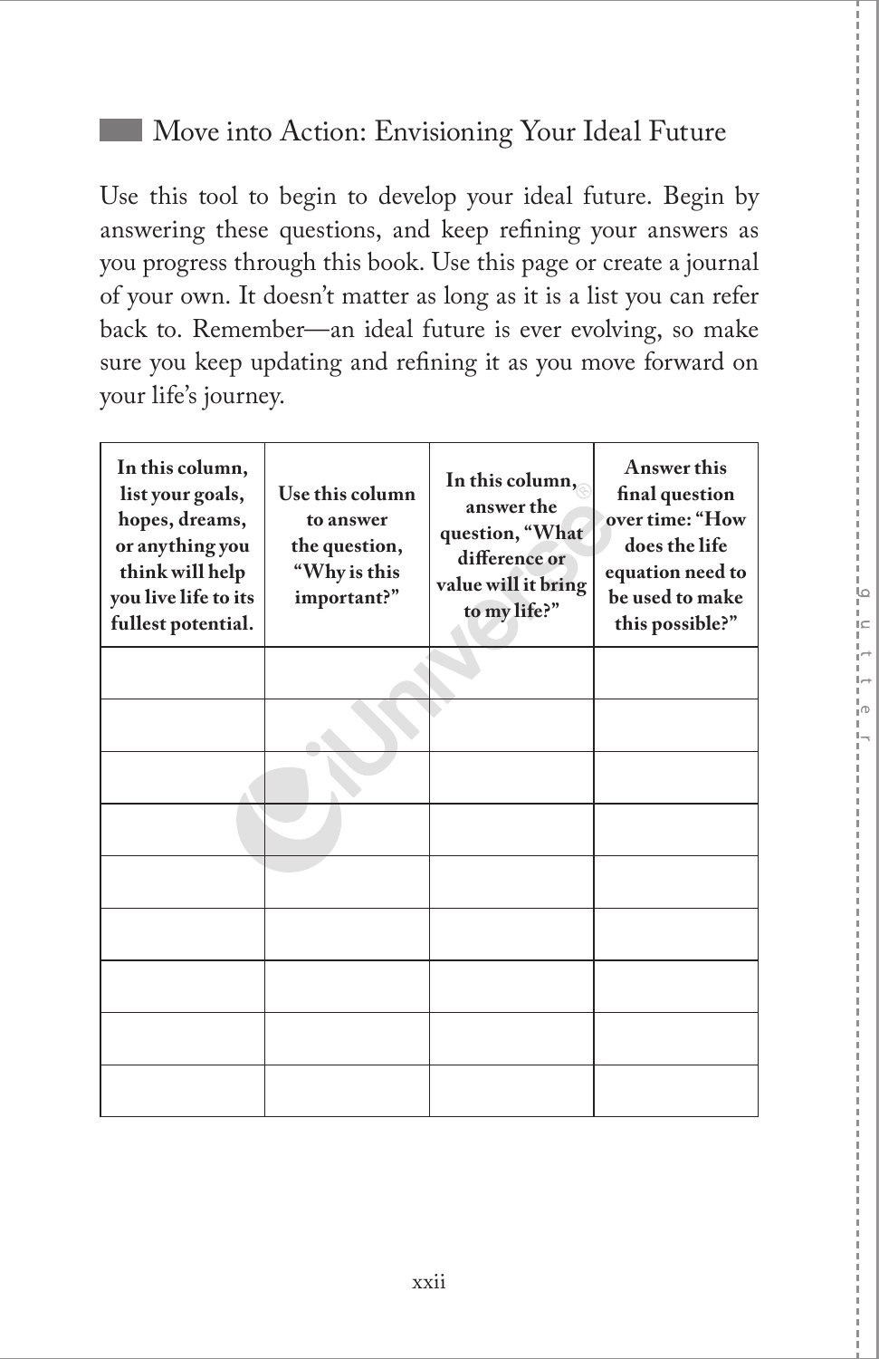## Move into Action: Envisioning Your Ideal Future

Use this tool to begin to develop your ideal future. Begin by answering these questions, and keep refining your answers as you progress through this book. Use this page or create a journal of your own. It doesn't matter as long as it is a list you can refer back to. Remember—an ideal future is ever evolving, so make sure you keep updating and refining it as you move forward on your life's journey.

| **In this column, list your goals, hopes, dreams, or anything you think will help you live life to its fullest potential.** | **Use this column to answer the question, "Why is this important?"** | **In this column, answer the question, "What difference or value will it bring to my life?"** | **Answer this final question over time: "How does the life equation need to be used to make this possible?"** |
|---|---|---|---|
| | | | |
| | | | |
| | | | |
| | | | |
| | | | |
| | | | |
| | | | |
| | | | |
| | | | |